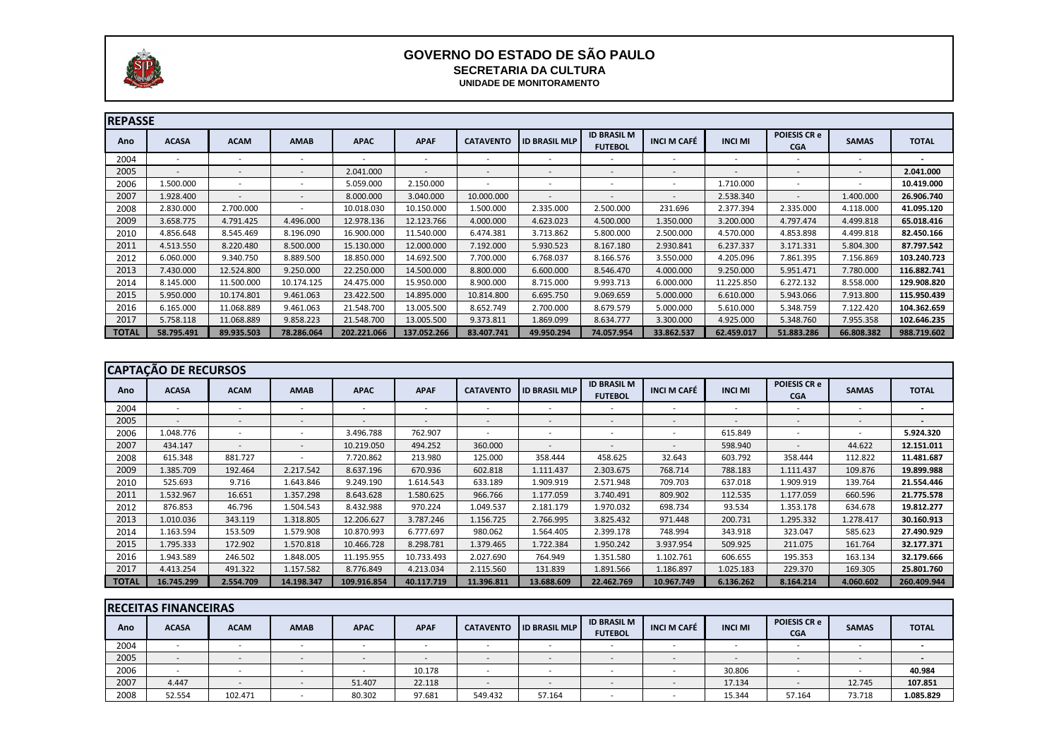# GOVERNO DO ESTADO DE SÃO PAULO

## SECRETARIA DA CULTURA

### UNIDADE DE MONITORAMENTO

**REPASSE**

| Ano | ACASA | ACAM | AMAB | APAC | APAF | CATAVENTO | ID BRASIL MLP | ID BRASIL M FUTEBOL | INCI M CAFÉ | INCI MI | POIESIS CR e CGA | SAMAS | TOTAL |
|---|---|---|---|---|---|---|---|---|---|---|---|---|---|
| 2004 | - | - | - | - | - | - | - | - | - | - | - | - | **-** |
| 2005 | - | - | - | 2.041.000 | - | - | - | - | - | - | - | - | **2.041.000** |
| 2006 | 1.500.000 | - | - | 5.059.000 | 2.150.000 | - | - | - | - | 1.710.000 | - | - | **10.419.000** |
| 2007 | 1.928.400 | - | - | 8.000.000 | 3.040.000 | 10.000.000 | - | - | - | 2.538.340 | - | 1.400.000 | **26.906.740** |
| 2008 | 2.830.000 | 2.700.000 | - | 10.018.030 | 10.150.000 | 1.500.000 | 2.335.000 | 2.500.000 | 231.696 | 2.377.394 | 2.335.000 | 4.118.000 | **41.095.120** |
| 2009 | 3.658.775 | 4.791.425 | 4.496.000 | 12.978.136 | 12.123.766 | 4.000.000 | 4.623.023 | 4.500.000 | 1.350.000 | 3.200.000 | 4.797.474 | 4.499.818 | **65.018.416** |
| 2010 | 4.856.648 | 8.545.469 | 8.196.090 | 16.900.000 | 11.540.000 | 6.474.381 | 3.713.862 | 5.800.000 | 2.500.000 | 4.570.000 | 4.853.898 | 4.499.818 | **82.450.166** |
| 2011 | 4.513.550 | 8.220.480 | 8.500.000 | 15.130.000 | 12.000.000 | 7.192.000 | 5.930.523 | 8.167.180 | 2.930.841 | 6.237.337 | 3.171.331 | 5.804.300 | **87.797.542** |
| 2012 | 6.060.000 | 9.340.750 | 8.889.500 | 18.850.000 | 14.692.500 | 7.700.000 | 6.768.037 | 8.166.576 | 3.550.000 | 4.205.096 | 7.861.395 | 7.156.869 | **103.240.723** |
| 2013 | 7.430.000 | 12.524.800 | 9.250.000 | 22.250.000 | 14.500.000 | 8.800.000 | 6.600.000 | 8.546.470 | 4.000.000 | 9.250.000 | 5.951.471 | 7.780.000 | **116.882.741** |
| 2014 | 8.145.000 | 11.500.000 | 10.174.125 | 24.475.000 | 15.950.000 | 8.900.000 | 8.715.000 | 9.993.713 | 6.000.000 | 11.225.850 | 6.272.132 | 8.558.000 | **129.908.820** |
| 2015 | 5.950.000 | 10.174.801 | 9.461.063 | 23.422.500 | 14.895.000 | 10.814.800 | 6.695.750 | 9.069.659 | 5.000.000 | 6.610.000 | 5.943.066 | 7.913.800 | **115.950.439** |
| 2016 | 6.165.000 | 11.068.889 | 9.461.063 | 21.548.700 | 13.005.500 | 8.652.749 | 2.700.000 | 8.679.579 | 5.000.000 | 5.610.000 | 5.348.759 | 7.122.420 | **104.362.659** |
| 2017 | 5.758.118 | 11.068.889 | 9.858.223 | 21.548.700 | 13.005.500 | 9.373.811 | 1.869.099 | 8.634.777 | 3.300.000 | 4.925.000 | 5.348.760 | 7.955.358 | **102.646.235** |
| **TOTAL** | **58.795.491** | **89.935.503** | **78.286.064** | **202.221.066** | **137.052.266** | **83.407.741** | **49.950.294** | **74.057.954** | **33.862.537** | **62.459.017** | **51.883.286** | **66.808.382** | **988.719.602** |

**CAPTAÇÃO DE RECURSOS**

| Ano | ACASA | ACAM | AMAB | APAC | APAF | CATAVENTO | ID BRASIL MLP | ID BRASIL M FUTEBOL | INCI M CAFÉ | INCI MI | POIESIS CR e CGA | SAMAS | TOTAL |
|---|---|---|---|---|---|---|---|---|---|---|---|---|---|
| 2004 | - | - | - | - | - | - | - | - | - | - | - | - | **-** |
| 2005 | - | - | - | - | - | - | - | - | - | - | - | - | **-** |
| 2006 | 1.048.776 | - | - | 3.496.788 | 762.907 | - | - | - | - | 615.849 | - | - | **5.924.320** |
| 2007 | 434.147 | - | - | 10.219.050 | 494.252 | 360.000 | - | - | - | 598.940 | - | 44.622 | **12.151.011** |
| 2008 | 615.348 | 881.727 | - | 7.720.862 | 213.980 | 125.000 | 358.444 | 458.625 | 32.643 | 603.792 | 358.444 | 112.822 | **11.481.687** |
| 2009 | 1.385.709 | 192.464 | 2.217.542 | 8.637.196 | 670.936 | 602.818 | 1.111.437 | 2.303.675 | 768.714 | 788.183 | 1.111.437 | 109.876 | **19.899.988** |
| 2010 | 525.693 | 9.716 | 1.643.846 | 9.249.190 | 1.614.543 | 633.189 | 1.909.919 | 2.571.948 | 709.703 | 637.018 | 1.909.919 | 139.764 | **21.554.446** |
| 2011 | 1.532.967 | 16.651 | 1.357.298 | 8.643.628 | 1.580.625 | 966.766 | 1.177.059 | 3.740.491 | 809.902 | 112.535 | 1.177.059 | 660.596 | **21.775.578** |
| 2012 | 876.853 | 46.796 | 1.504.543 | 8.432.988 | 970.224 | 1.049.537 | 2.181.179 | 1.970.032 | 698.734 | 93.534 | 1.353.178 | 634.678 | **19.812.277** |
| 2013 | 1.010.036 | 343.119 | 1.318.805 | 12.206.627 | 3.787.246 | 1.156.725 | 2.766.995 | 3.825.432 | 971.448 | 200.731 | 1.295.332 | 1.278.417 | **30.160.913** |
| 2014 | 1.163.594 | 153.509 | 1.579.908 | 10.870.993 | 6.777.697 | 980.062 | 1.564.405 | 2.399.178 | 748.994 | 343.918 | 323.047 | 585.623 | **27.490.929** |
| 2015 | 1.795.333 | 172.902 | 1.570.818 | 10.466.728 | 8.298.781 | 1.379.465 | 1.722.384 | 1.950.242 | 3.937.954 | 509.925 | 211.075 | 161.764 | **32.177.371** |
| 2016 | 1.943.589 | 246.502 | 1.848.005 | 11.195.955 | 10.733.493 | 2.027.690 | 764.949 | 1.351.580 | 1.102.761 | 606.655 | 195.353 | 163.134 | **32.179.666** |
| 2017 | 4.413.254 | 491.322 | 1.157.582 | 8.776.849 | 4.213.034 | 2.115.560 | 131.839 | 1.891.566 | 1.186.897 | 1.025.183 | 229.370 | 169.305 | **25.801.760** |
| **TOTAL** | **16.745.299** | **2.554.709** | **14.198.347** | **109.916.854** | **40.117.719** | **11.396.811** | **13.688.609** | **22.462.769** | **10.967.749** | **6.136.262** | **8.164.214** | **4.060.602** | **260.409.944** |

**RECEITAS FINANCEIRAS**

| Ano | ACASA | ACAM | AMAB | APAC | APAF | CATAVENTO | ID BRASIL MLP | ID BRASIL M FUTEBOL | INCI M CAFÉ | INCI MI | POIESIS CR e CGA | SAMAS | TOTAL |
|---|---|---|---|---|---|---|---|---|---|---|---|---|---|
| 2004 | - | - | - | - | - | - | - | - | - | - | - | - | **-** |
| 2005 | - | - | - | - | - | - | - | - | - | - | - | - | **-** |
| 2006 | - | - | - | - | 10.178 | - | - | - | - | 30.806 | - | - | **40.984** |
| 2007 | 4.447 | - | - | 51.407 | 22.118 | - | - | - | - | 17.134 | - | 12.745 | **107.851** |
| 2008 | 52.554 | 102.471 | - | 80.302 | 97.681 | 549.432 | 57.164 | - | - | 15.344 | 57.164 | 73.718 | **1.085.829** |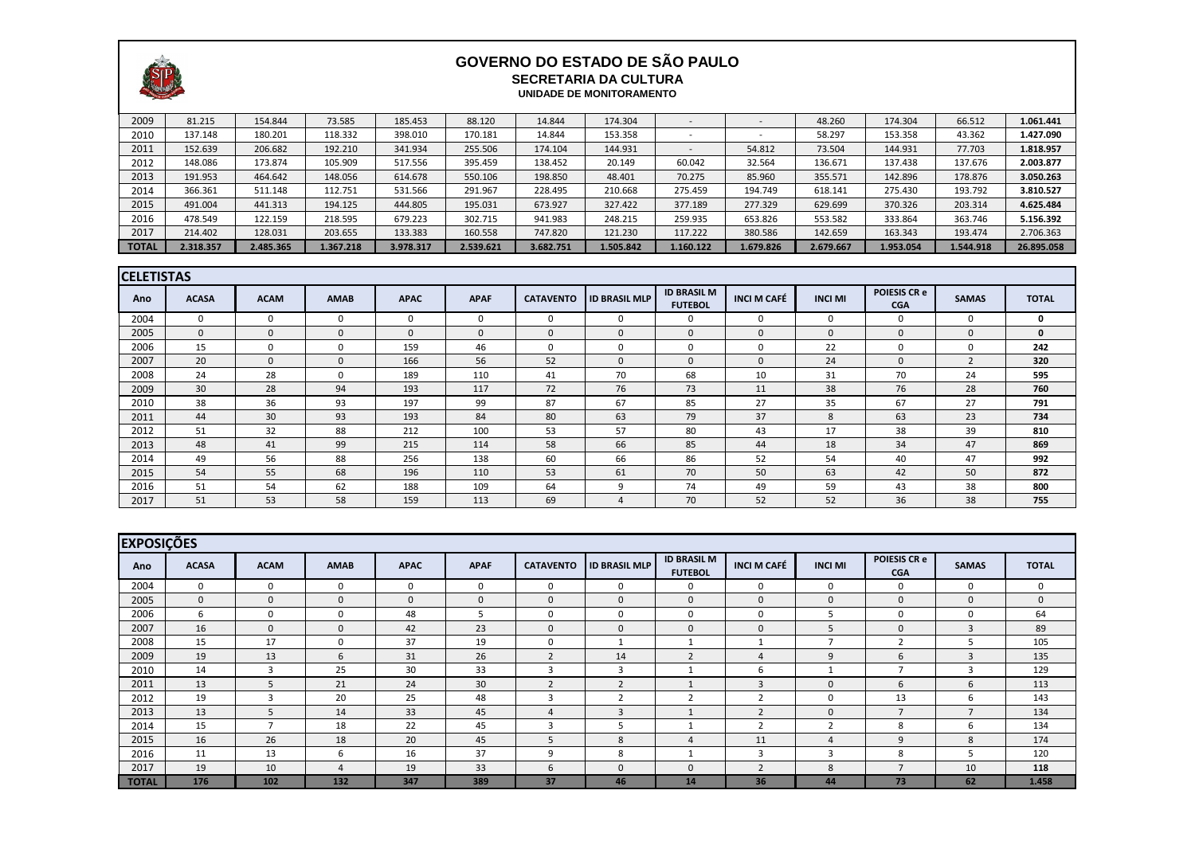# GOVERNO DO ESTADO DE SÃO PAULO

## SECRETARIA DA CULTURA

### UNIDADE DE MONITORAMENTO

| | | | | | | | | | | | | | |
|---|---|---|---|---|---|---|---|---|---|---|---|---|---|
| 2009 | 81.215 | 154.844 | 73.585 | 185.453 | 88.120 | 14.844 | 174.304 | - | - | 48.260 | 174.304 | 66.512 | **1.061.441** |
| 2010 | 137.148 | 180.201 | 118.332 | 398.010 | 170.181 | 14.844 | 153.358 | - | - | 58.297 | 153.358 | 43.362 | **1.427.090** |
| 2011 | 152.639 | 206.682 | 192.210 | 341.934 | 255.506 | 174.104 | 144.931 | - | 54.812 | 73.504 | 144.931 | 77.703 | **1.818.957** |
| 2012 | 148.086 | 173.874 | 105.909 | 517.556 | 395.459 | 138.452 | 20.149 | 60.042 | 32.564 | 136.671 | 137.438 | 137.676 | **2.003.877** |
| 2013 | 191.953 | 464.642 | 148.056 | 614.678 | 550.106 | 198.850 | 48.401 | 70.275 | 85.960 | 355.571 | 142.896 | 178.876 | **3.050.263** |
| 2014 | 366.361 | 511.148 | 112.751 | 531.566 | 291.967 | 228.495 | 210.668 | 275.459 | 194.749 | 618.141 | 275.430 | 193.792 | **3.810.527** |
| 2015 | 491.004 | 441.313 | 194.125 | 444.805 | 195.031 | 673.927 | 327.422 | 377.189 | 277.329 | 629.699 | 370.326 | 203.314 | **4.625.484** |
| 2016 | 478.549 | 122.159 | 218.595 | 679.223 | 302.715 | 941.983 | 248.215 | 259.935 | 653.826 | 553.582 | 333.864 | 363.746 | **5.156.392** |
| 2017 | 214.402 | 128.031 | 203.655 | 133.383 | 160.558 | 747.820 | 121.230 | 117.222 | 380.586 | 142.659 | 163.343 | 193.474 | 2.706.363 |
| **TOTAL** | **2.318.357** | **2.485.365** | **1.367.218** | **3.978.317** | **2.539.621** | **3.682.751** | **1.505.842** | **1.160.122** | **1.679.826** | **2.679.667** | **1.953.054** | **1.544.918** | **26.895.058** |

## CELETISTAS

| Ano | ACASA | ACAM | AMAB | APAC | APAF | CATAVENTO | ID BRASIL MLP | ID BRASIL M FUTEBOL | INCI M CAFÉ | INCI MI | POIESIS CR e CGA | SAMAS | TOTAL |
|---|---|---|---|---|---|---|---|---|---|---|---|---|---|
| 2004 | 0 | 0 | 0 | 0 | 0 | 0 | 0 | 0 | 0 | 0 | 0 | 0 | **0** |
| 2005 | 0 | 0 | 0 | 0 | 0 | 0 | 0 | 0 | 0 | 0 | 0 | 0 | **0** |
| 2006 | 15 | 0 | 0 | 159 | 46 | 0 | 0 | 0 | 0 | 22 | 0 | 0 | **242** |
| 2007 | 20 | 0 | 0 | 166 | 56 | 52 | 0 | 0 | 0 | 24 | 0 | 2 | **320** |
| 2008 | 24 | 28 | 0 | 189 | 110 | 41 | 70 | 68 | 10 | 31 | 70 | 24 | **595** |
| 2009 | 30 | 28 | 94 | 193 | 117 | 72 | 76 | 73 | 11 | 38 | 76 | 28 | **760** |
| 2010 | 38 | 36 | 93 | 197 | 99 | 87 | 67 | 85 | 27 | 35 | 67 | 27 | **791** |
| 2011 | 44 | 30 | 93 | 193 | 84 | 80 | 63 | 79 | 37 | 8 | 63 | 23 | **734** |
| 2012 | 51 | 32 | 88 | 212 | 100 | 53 | 57 | 80 | 43 | 17 | 38 | 39 | **810** |
| 2013 | 48 | 41 | 99 | 215 | 114 | 58 | 66 | 85 | 44 | 18 | 34 | 47 | **869** |
| 2014 | 49 | 56 | 88 | 256 | 138 | 60 | 66 | 86 | 52 | 54 | 40 | 47 | **992** |
| 2015 | 54 | 55 | 68 | 196 | 110 | 53 | 61 | 70 | 50 | 63 | 42 | 50 | **872** |
| 2016 | 51 | 54 | 62 | 188 | 109 | 64 | 9 | 74 | 49 | 59 | 43 | 38 | **800** |
| 2017 | 51 | 53 | 58 | 159 | 113 | 69 | 4 | 70 | 52 | 52 | 36 | 38 | **755** |

## EXPOSIÇÕES

| Ano | ACASA | ACAM | AMAB | APAC | APAF | CATAVENTO | ID BRASIL MLP | ID BRASIL M FUTEBOL | INCI M CAFÉ | INCI MI | POIESIS CR e CGA | SAMAS | TOTAL |
|---|---|---|---|---|---|---|---|---|---|---|---|---|---|
| 2004 | 0 | 0 | 0 | 0 | 0 | 0 | 0 | 0 | 0 | 0 | 0 | 0 | 0 |
| 2005 | 0 | 0 | 0 | 0 | 0 | 0 | 0 | 0 | 0 | 0 | 0 | 0 | 0 |
| 2006 | 6 | 0 | 0 | 48 | 5 | 0 | 0 | 0 | 0 | 5 | 0 | 0 | 64 |
| 2007 | 16 | 0 | 0 | 42 | 23 | 0 | 0 | 0 | 0 | 5 | 0 | 3 | 89 |
| 2008 | 15 | 17 | 0 | 37 | 19 | 0 | 1 | 1 | 1 | 7 | 2 | 5 | 105 |
| 2009 | 19 | 13 | 6 | 31 | 26 | 2 | 14 | 2 | 4 | 9 | 6 | 3 | 135 |
| 2010 | 14 | 3 | 25 | 30 | 33 | 3 | 3 | 1 | 6 | 1 | 7 | 3 | 129 |
| 2011 | 13 | 5 | 21 | 24 | 30 | 2 | 2 | 1 | 3 | 0 | 6 | 6 | 113 |
| 2012 | 19 | 3 | 20 | 25 | 48 | 3 | 2 | 2 | 2 | 0 | 13 | 6 | 143 |
| 2013 | 13 | 5 | 14 | 33 | 45 | 4 | 3 | 1 | 2 | 0 | 7 | 7 | 134 |
| 2014 | 15 | 7 | 18 | 22 | 45 | 3 | 5 | 1 | 2 | 2 | 8 | 6 | 134 |
| 2015 | 16 | 26 | 18 | 20 | 45 | 5 | 8 | 4 | 11 | 4 | 9 | 8 | 174 |
| 2016 | 11 | 13 | 6 | 16 | 37 | 9 | 8 | 1 | 3 | 3 | 8 | 5 | 120 |
| 2017 | 19 | 10 | 4 | 19 | 33 | 6 | 0 | 0 | 2 | 8 | 7 | 10 | **118** |
| **TOTAL** | **176** | **102** | **132** | **347** | **389** | **37** | **46** | **14** | **36** | **44** | **73** | **62** | **1.458** |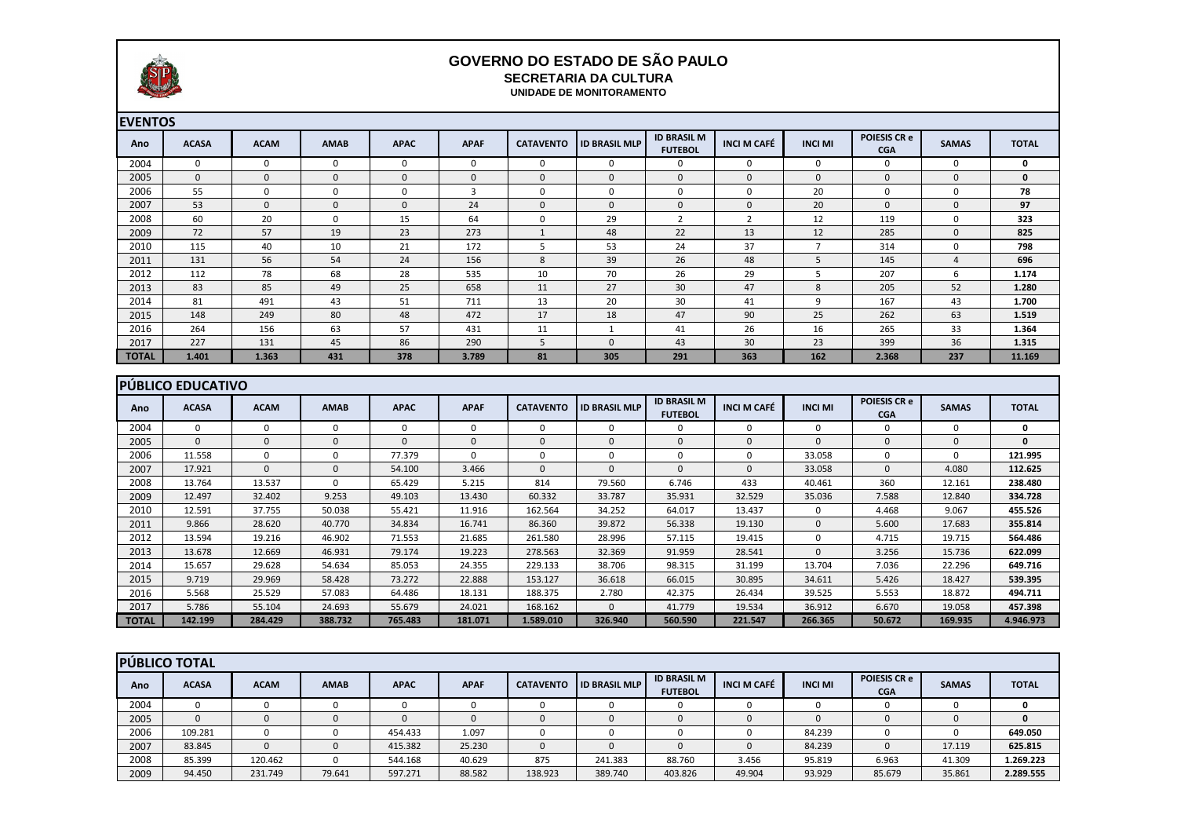# GOVERNO DO ESTADO DE SÃO PAULO

## SECRETARIA DA CULTURA

### UNIDADE DE MONITORAMENTO

**EVENTOS**

| Ano | ACASA | ACAM | AMAB | APAC | APAF | CATAVENTO | ID BRASIL MLP | ID BRASIL M FUTEBOL | INCI M CAFÉ | INCI MI | POIESIS CR e CGA | SAMAS | TOTAL |
|---|---|---|---|---|---|---|---|---|---|---|---|---|---|
| 2004 | 0 | 0 | 0 | 0 | 0 | 0 | 0 | 0 | 0 | 0 | 0 | 0 | **0** |
| 2005 | 0 | 0 | 0 | 0 | 0 | 0 | 0 | 0 | 0 | 0 | 0 | 0 | **0** |
| 2006 | 55 | 0 | 0 | 0 | 3 | 0 | 0 | 0 | 0 | 20 | 0 | 0 | **78** |
| 2007 | 53 | 0 | 0 | 0 | 24 | 0 | 0 | 0 | 0 | 20 | 0 | 0 | **97** |
| 2008 | 60 | 20 | 0 | 15 | 64 | 0 | 29 | 2 | 2 | 12 | 119 | 0 | **323** |
| 2009 | 72 | 57 | 19 | 23 | 273 | 1 | 48 | 22 | 13 | 12 | 285 | 0 | **825** |
| 2010 | 115 | 40 | 10 | 21 | 172 | 5 | 53 | 24 | 37 | 7 | 314 | 0 | **798** |
| 2011 | 131 | 56 | 54 | 24 | 156 | 8 | 39 | 26 | 48 | 5 | 145 | 4 | **696** |
| 2012 | 112 | 78 | 68 | 28 | 535 | 10 | 70 | 26 | 29 | 5 | 207 | 6 | **1.174** |
| 2013 | 83 | 85 | 49 | 25 | 658 | 11 | 27 | 30 | 47 | 8 | 205 | 52 | **1.280** |
| 2014 | 81 | 491 | 43 | 51 | 711 | 13 | 20 | 30 | 41 | 9 | 167 | 43 | **1.700** |
| 2015 | 148 | 249 | 80 | 48 | 472 | 17 | 18 | 47 | 90 | 25 | 262 | 63 | **1.519** |
| 2016 | 264 | 156 | 63 | 57 | 431 | 11 | 1 | 41 | 26 | 16 | 265 | 33 | **1.364** |
| 2017 | 227 | 131 | 45 | 86 | 290 | 5 | 0 | 43 | 30 | 23 | 399 | 36 | **1.315** |
| **TOTAL** | **1.401** | **1.363** | **431** | **378** | **3.789** | **81** | **305** | **291** | **363** | **162** | **2.368** | **237** | **11.169** |

**PÚBLICO EDUCATIVO**

| Ano | ACASA | ACAM | AMAB | APAC | APAF | CATAVENTO | ID BRASIL MLP | ID BRASIL M FUTEBOL | INCI M CAFÉ | INCI MI | POIESIS CR e CGA | SAMAS | TOTAL |
|---|---|---|---|---|---|---|---|---|---|---|---|---|---|
| 2004 | 0 | 0 | 0 | 0 | 0 | 0 | 0 | 0 | 0 | 0 | 0 | 0 | **0** |
| 2005 | 0 | 0 | 0 | 0 | 0 | 0 | 0 | 0 | 0 | 0 | 0 | 0 | **0** |
| 2006 | 11.558 | 0 | 0 | 77.379 | 0 | 0 | 0 | 0 | 0 | 33.058 | 0 | 0 | **121.995** |
| 2007 | 17.921 | 0 | 0 | 54.100 | 3.466 | 0 | 0 | 0 | 0 | 33.058 | 0 | 4.080 | **112.625** |
| 2008 | 13.764 | 13.537 | 0 | 65.429 | 5.215 | 814 | 79.560 | 6.746 | 433 | 40.461 | 360 | 12.161 | **238.480** |
| 2009 | 12.497 | 32.402 | 9.253 | 49.103 | 13.430 | 60.332 | 33.787 | 35.931 | 32.529 | 35.036 | 7.588 | 12.840 | **334.728** |
| 2010 | 12.591 | 37.755 | 50.038 | 55.421 | 11.916 | 162.564 | 34.252 | 64.017 | 13.437 | 0 | 4.468 | 9.067 | **455.526** |
| 2011 | 9.866 | 28.620 | 40.770 | 34.834 | 16.741 | 86.360 | 39.872 | 56.338 | 19.130 | 0 | 5.600 | 17.683 | **355.814** |
| 2012 | 13.594 | 19.216 | 46.902 | 71.553 | 21.685 | 261.580 | 28.996 | 57.115 | 19.415 | 0 | 4.715 | 19.715 | **564.486** |
| 2013 | 13.678 | 12.669 | 46.931 | 79.174 | 19.223 | 278.563 | 32.369 | 91.959 | 28.541 | 0 | 3.256 | 15.736 | **622.099** |
| 2014 | 15.657 | 29.628 | 54.634 | 85.053 | 24.355 | 229.133 | 38.706 | 98.315 | 31.199 | 13.704 | 7.036 | 22.296 | **649.716** |
| 2015 | 9.719 | 29.969 | 58.428 | 73.272 | 22.888 | 153.127 | 36.618 | 66.015 | 30.895 | 34.611 | 5.426 | 18.427 | **539.395** |
| 2016 | 5.568 | 25.529 | 57.083 | 64.486 | 18.131 | 188.375 | 2.780 | 42.375 | 26.434 | 39.525 | 5.553 | 18.872 | **494.711** |
| 2017 | 5.786 | 55.104 | 24.693 | 55.679 | 24.021 | 168.162 | 0 | 41.779 | 19.534 | 36.912 | 6.670 | 19.058 | **457.398** |
| **TOTAL** | **142.199** | **284.429** | **388.732** | **765.483** | **181.071** | **1.589.010** | **326.940** | **560.590** | **221.547** | **266.365** | **50.672** | **169.935** | **4.946.973** |

**PÚBLICO TOTAL**

| Ano | ACASA | ACAM | AMAB | APAC | APAF | CATAVENTO | ID BRASIL MLP | ID BRASIL M FUTEBOL | INCI M CAFÉ | INCI MI | POIESIS CR e CGA | SAMAS | TOTAL |
|---|---|---|---|---|---|---|---|---|---|---|---|---|---|
| 2004 | 0 | 0 | 0 | 0 | 0 | 0 | 0 | 0 | 0 | 0 | 0 | 0 | **0** |
| 2005 | 0 | 0 | 0 | 0 | 0 | 0 | 0 | 0 | 0 | 0 | 0 | 0 | **0** |
| 2006 | 109.281 | 0 | 0 | 454.433 | 1.097 | 0 | 0 | 0 | 0 | 84.239 | 0 | 0 | **649.050** |
| 2007 | 83.845 | 0 | 0 | 415.382 | 25.230 | 0 | 0 | 0 | 0 | 84.239 | 0 | 17.119 | **625.815** |
| 2008 | 85.399 | 120.462 | 0 | 544.168 | 40.629 | 875 | 241.383 | 88.760 | 3.456 | 95.819 | 6.963 | 41.309 | **1.269.223** |
| 2009 | 94.450 | 231.749 | 79.641 | 597.271 | 88.582 | 138.923 | 389.740 | 403.826 | 49.904 | 93.929 | 85.679 | 35.861 | **2.289.555** |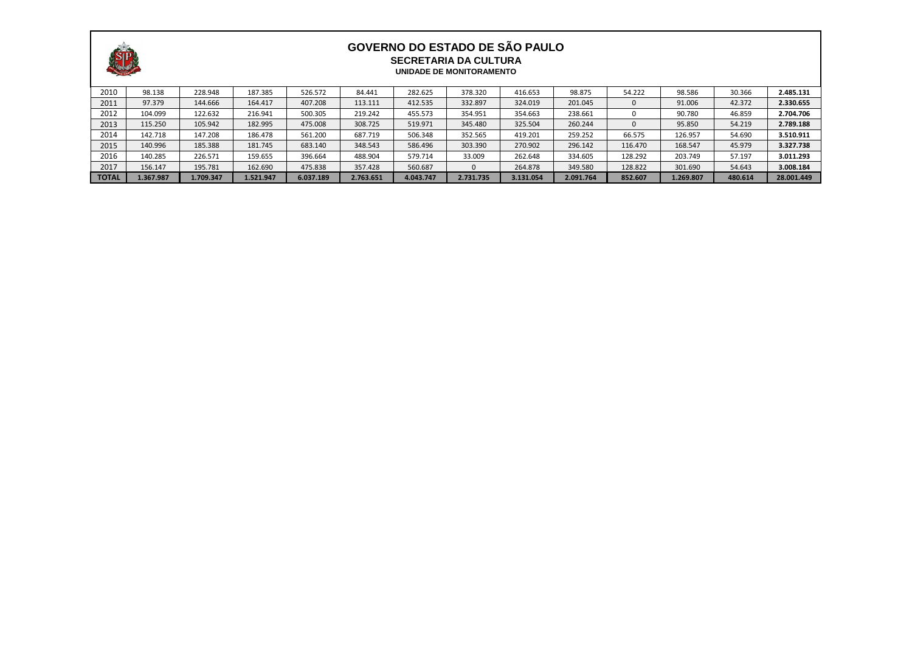# GOVERNO DO ESTADO DE SÃO PAULO

## SECRETARIA DA CULTURA

### UNIDADE DE MONITORAMENTO

| | | | | | | | | | | | | | |
|---|---|---|---|---|---|---|---|---|---|---|---|---|---|
| 2010 | 98.138 | 228.948 | 187.385 | 526.572 | 84.441 | 282.625 | 378.320 | 416.653 | 98.875 | 54.222 | 98.586 | 30.366 | **2.485.131** |
| 2011 | 97.379 | 144.666 | 164.417 | 407.208 | 113.111 | 412.535 | 332.897 | 324.019 | 201.045 | 0 | 91.006 | 42.372 | **2.330.655** |
| 2012 | 104.099 | 122.632 | 216.941 | 500.305 | 219.242 | 455.573 | 354.951 | 354.663 | 238.661 | 0 | 90.780 | 46.859 | **2.704.706** |
| 2013 | 115.250 | 105.942 | 182.995 | 475.008 | 308.725 | 519.971 | 345.480 | 325.504 | 260.244 | 0 | 95.850 | 54.219 | **2.789.188** |
| 2014 | 142.718 | 147.208 | 186.478 | 561.200 | 687.719 | 506.348 | 352.565 | 419.201 | 259.252 | 66.575 | 126.957 | 54.690 | **3.510.911** |
| 2015 | 140.996 | 185.388 | 181.745 | 683.140 | 348.543 | 586.496 | 303.390 | 270.902 | 296.142 | 116.470 | 168.547 | 45.979 | **3.327.738** |
| 2016 | 140.285 | 226.571 | 159.655 | 396.664 | 488.904 | 579.714 | 33.009 | 262.648 | 334.605 | 128.292 | 203.749 | 57.197 | **3.011.293** |
| 2017 | 156.147 | 195.781 | 162.690 | 475.838 | 357.428 | 560.687 | 0 | 264.878 | 349.580 | 128.822 | 301.690 | 54.643 | **3.008.184** |
| **TOTAL** | **1.367.987** | **1.709.347** | **1.521.947** | **6.037.189** | **2.763.651** | **4.043.747** | **2.731.735** | **3.131.054** | **2.091.764** | **852.607** | **1.269.807** | **480.614** | **28.001.449** |